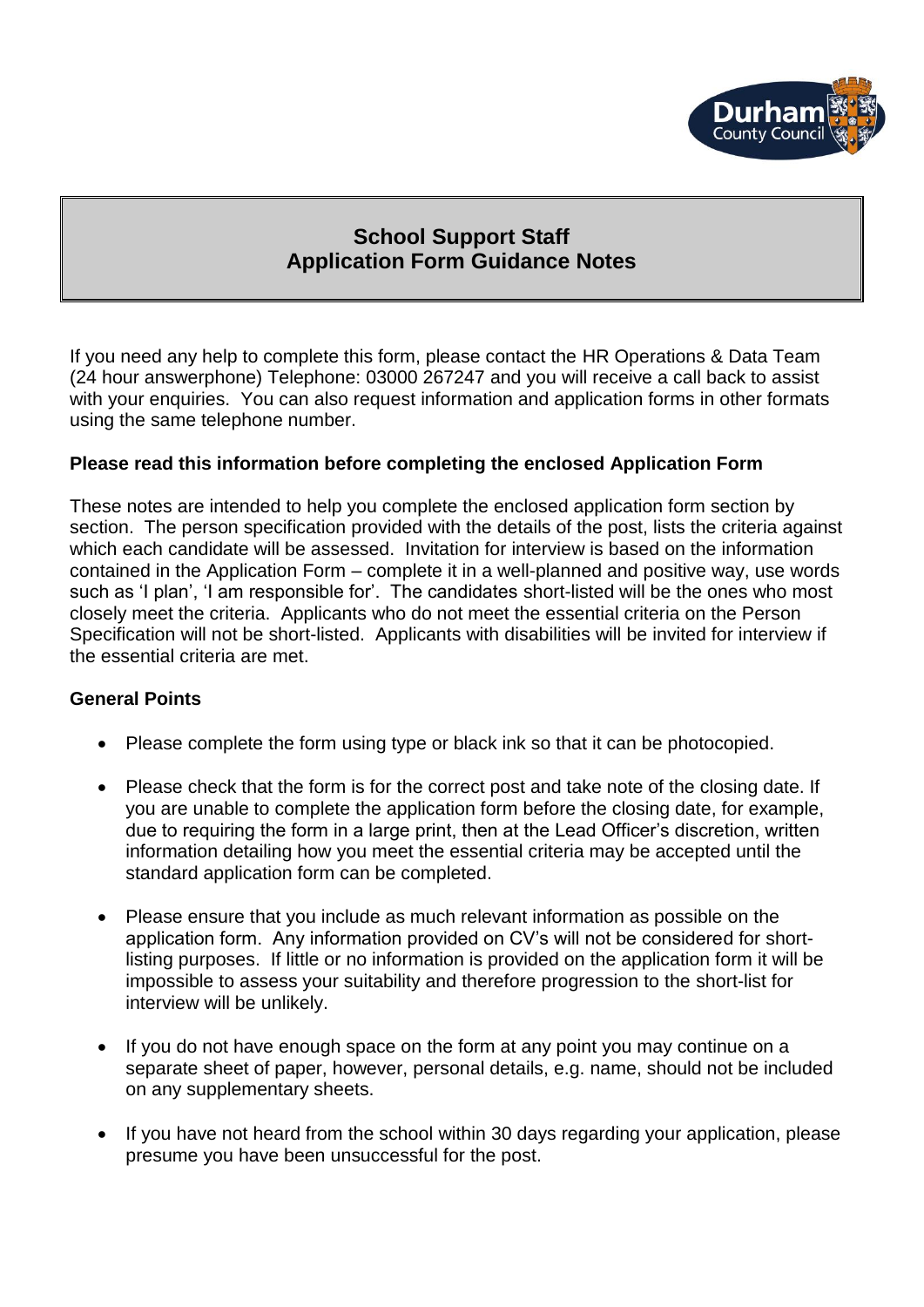# School Support Staff
# Application Form Guidance Notes

If you need any help to complete this form, please contact the HR Operations & Data Team (24 hour answerphone) Telephone: 03000 267247 and you will receive a call back to assist with your enquiries. You can also request information and application forms in other formats using the same telephone number.

**Please read this information before completing the enclosed Application Form**

These notes are intended to help you complete the enclosed application form section by section. The person specification provided with the details of the post, lists the criteria against which each candidate will be assessed. Invitation for interview is based on the information contained in the Application Form – complete it in a well-planned and positive way, use words such as 'I plan', 'I am responsible for'. The candidates short-listed will be the ones who most closely meet the criteria. Applicants who do not meet the essential criteria on the Person Specification will not be short-listed. Applicants with disabilities will be invited for interview if the essential criteria are met.

**General Points**

- Please complete the form using type or black ink so that it can be photocopied.
- Please check that the form is for the correct post and take note of the closing date. If you are unable to complete the application form before the closing date, for example, due to requiring the form in a large print, then at the Lead Officer's discretion, written information detailing how you meet the essential criteria may be accepted until the standard application form can be completed.
- Please ensure that you include as much relevant information as possible on the application form. Any information provided on CV's will not be considered for short-listing purposes. If little or no information is provided on the application form it will be impossible to assess your suitability and therefore progression to the short-list for interview will be unlikely.
- If you do not have enough space on the form at any point you may continue on a separate sheet of paper, however, personal details, e.g. name, should not be included on any supplementary sheets.
- If you have not heard from the school within 30 days regarding your application, please presume you have been unsuccessful for the post.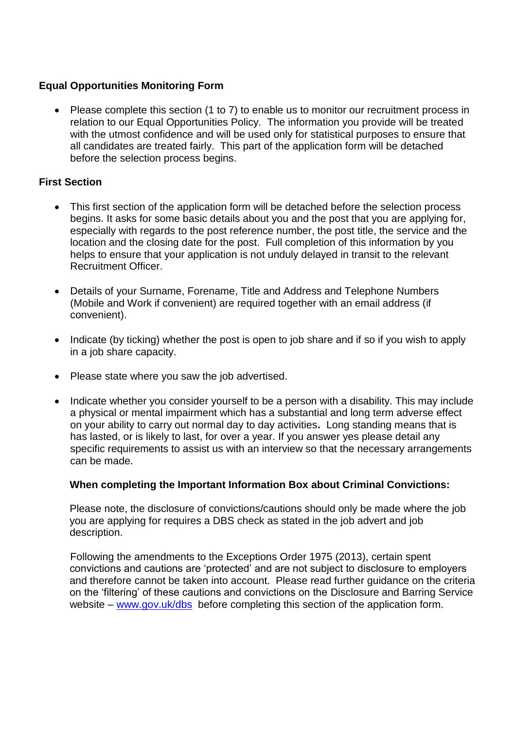**Equal Opportunities Monitoring Form**

- Please complete this section (1 to 7) to enable us to monitor our recruitment process in relation to our Equal Opportunities Policy. The information you provide will be treated with the utmost confidence and will be used only for statistical purposes to ensure that all candidates are treated fairly. This part of the application form will be detached before the selection process begins.

**First Section**

- This first section of the application form will be detached before the selection process begins. It asks for some basic details about you and the post that you are applying for, especially with regards to the post reference number, the post title, the service and the location and the closing date for the post. Full completion of this information by you helps to ensure that your application is not unduly delayed in transit to the relevant Recruitment Officer.

- Details of your Surname, Forename, Title and Address and Telephone Numbers (Mobile and Work if convenient) are required together with an email address (if convenient).

- Indicate (by ticking) whether the post is open to job share and if so if you wish to apply in a job share capacity.

- Please state where you saw the job advertised.

- Indicate whether you consider yourself to be a person with a disability. This may include a physical or mental impairment which has a substantial and long term adverse effect on your ability to carry out normal day to day activities**.** Long standing means that is has lasted, or is likely to last, for over a year. If you answer yes please detail any specific requirements to assist us with an interview so that the necessary arrangements can be made.

  **When completing the Important Information Box about Criminal Convictions:**

  Please note, the disclosure of convictions/cautions should only be made where the job you are applying for requires a DBS check as stated in the job advert and job description.

  Following the amendments to the Exceptions Order 1975 (2013), certain spent convictions and cautions are 'protected' and are not subject to disclosure to employers and therefore cannot be taken into account. Please read further guidance on the criteria on the 'filtering' of these cautions and convictions on the Disclosure and Barring Service website – [www.gov.uk/dbs](http://www.gov.uk/dbs) before completing this section of the application form.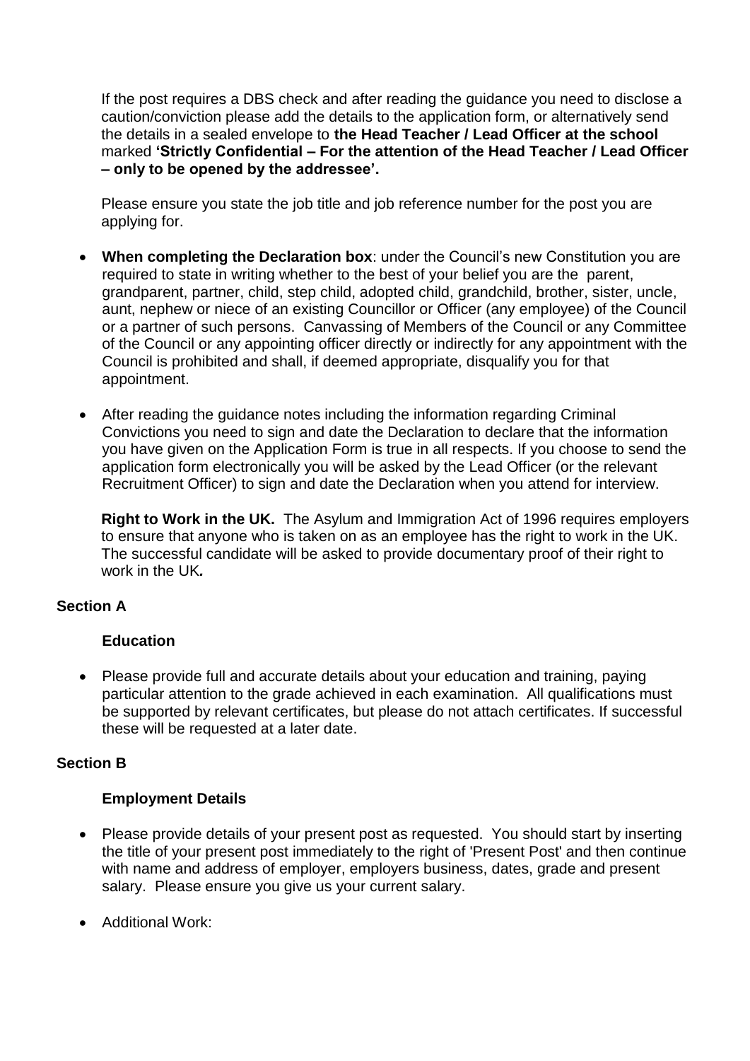If the post requires a DBS check and after reading the guidance you need to disclose a caution/conviction please add the details to the application form, or alternatively send the details in a sealed envelope to **the Head Teacher / Lead Officer at the school** marked **'Strictly Confidential – For the attention of the Head Teacher / Lead Officer – only to be opened by the addressee'.**

Please ensure you state the job title and job reference number for the post you are applying for.

- **When completing the Declaration box**: under the Council's new Constitution you are required to state in writing whether to the best of your belief you are the parent, grandparent, partner, child, step child, adopted child, grandchild, brother, sister, uncle, aunt, nephew or niece of an existing Councillor or Officer (any employee) of the Council or a partner of such persons. Canvassing of Members of the Council or any Committee of the Council or any appointing officer directly or indirectly for any appointment with the Council is prohibited and shall, if deemed appropriate, disqualify you for that appointment.

- After reading the guidance notes including the information regarding Criminal Convictions you need to sign and date the Declaration to declare that the information you have given on the Application Form is true in all respects. If you choose to send the application form electronically you will be asked by the Lead Officer (or the relevant Recruitment Officer) to sign and date the Declaration when you attend for interview.

**Right to Work in the UK.** The Asylum and Immigration Act of 1996 requires employers to ensure that anyone who is taken on as an employee has the right to work in the UK. The successful candidate will be asked to provide documentary proof of their right to work in the UK**.**

## Section A

### Education

- Please provide full and accurate details about your education and training, paying particular attention to the grade achieved in each examination. All qualifications must be supported by relevant certificates, but please do not attach certificates. If successful these will be requested at a later date.

## Section B

### Employment Details

- Please provide details of your present post as requested. You should start by inserting the title of your present post immediately to the right of 'Present Post' and then continue with name and address of employer, employers business, dates, grade and present salary. Please ensure you give us your current salary.

- Additional Work: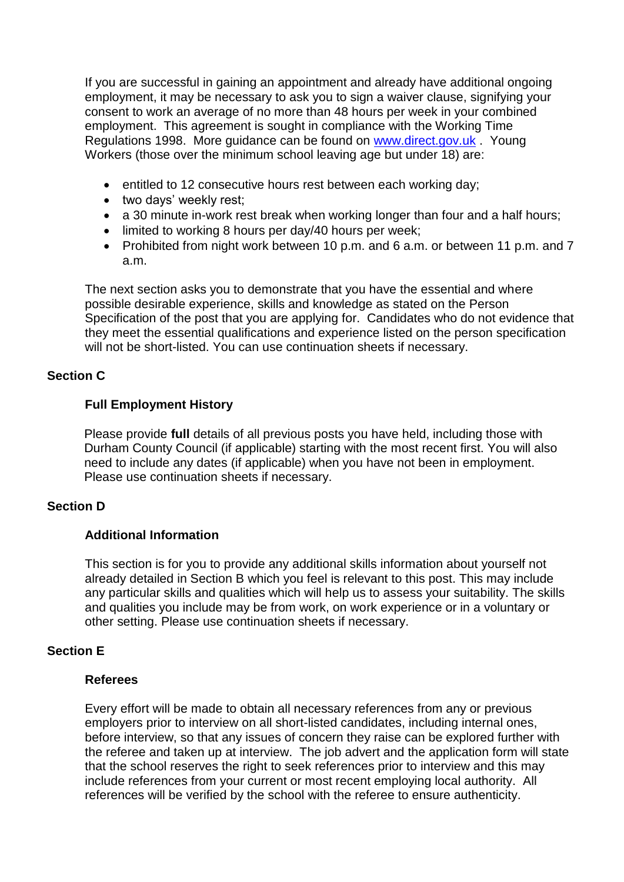If you are successful in gaining an appointment and already have additional ongoing employment, it may be necessary to ask you to sign a waiver clause, signifying your consent to work an average of no more than 48 hours per week in your combined employment. This agreement is sought in compliance with the Working Time Regulations 1998. More guidance can be found on [www.direct.gov.uk](http://www.direct.gov.uk) . Young Workers (those over the minimum school leaving age but under 18) are:

- entitled to 12 consecutive hours rest between each working day;
- two days' weekly rest;
- a 30 minute in-work rest break when working longer than four and a half hours;
- limited to working 8 hours per day/40 hours per week;
- Prohibited from night work between 10 p.m. and 6 a.m. or between 11 p.m. and 7 a.m.

The next section asks you to demonstrate that you have the essential and where possible desirable experience, skills and knowledge as stated on the Person Specification of the post that you are applying for. Candidates who do not evidence that they meet the essential qualifications and experience listed on the person specification will not be short-listed. You can use continuation sheets if necessary.

## Section C

### Full Employment History

Please provide **full** details of all previous posts you have held, including those with Durham County Council (if applicable) starting with the most recent first. You will also need to include any dates (if applicable) when you have not been in employment. Please use continuation sheets if necessary.

## Section D

### Additional Information

This section is for you to provide any additional skills information about yourself not already detailed in Section B which you feel is relevant to this post. This may include any particular skills and qualities which will help us to assess your suitability. The skills and qualities you include may be from work, on work experience or in a voluntary or other setting. Please use continuation sheets if necessary.

## Section E

### Referees

Every effort will be made to obtain all necessary references from any or previous employers prior to interview on all short-listed candidates, including internal ones, before interview, so that any issues of concern they raise can be explored further with the referee and taken up at interview. The job advert and the application form will state that the school reserves the right to seek references prior to interview and this may include references from your current or most recent employing local authority. All references will be verified by the school with the referee to ensure authenticity.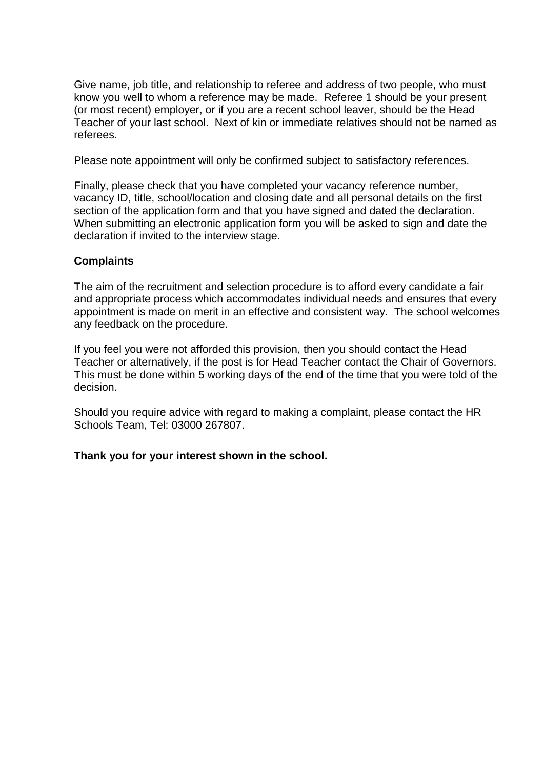Give name, job title, and relationship to referee and address of two people, who must know you well to whom a reference may be made. Referee 1 should be your present (or most recent) employer, or if you are a recent school leaver, should be the Head Teacher of your last school. Next of kin or immediate relatives should not be named as referees.

Please note appointment will only be confirmed subject to satisfactory references.

Finally, please check that you have completed your vacancy reference number, vacancy ID, title, school/location and closing date and all personal details on the first section of the application form and that you have signed and dated the declaration. When submitting an electronic application form you will be asked to sign and date the declaration if invited to the interview stage.

**Complaints**

The aim of the recruitment and selection procedure is to afford every candidate a fair and appropriate process which accommodates individual needs and ensures that every appointment is made on merit in an effective and consistent way. The school welcomes any feedback on the procedure.

If you feel you were not afforded this provision, then you should contact the Head Teacher or alternatively, if the post is for Head Teacher contact the Chair of Governors. This must be done within 5 working days of the end of the time that you were told of the decision.

Should you require advice with regard to making a complaint, please contact the HR Schools Team, Tel: 03000 267807.

**Thank you for your interest shown in the school.**